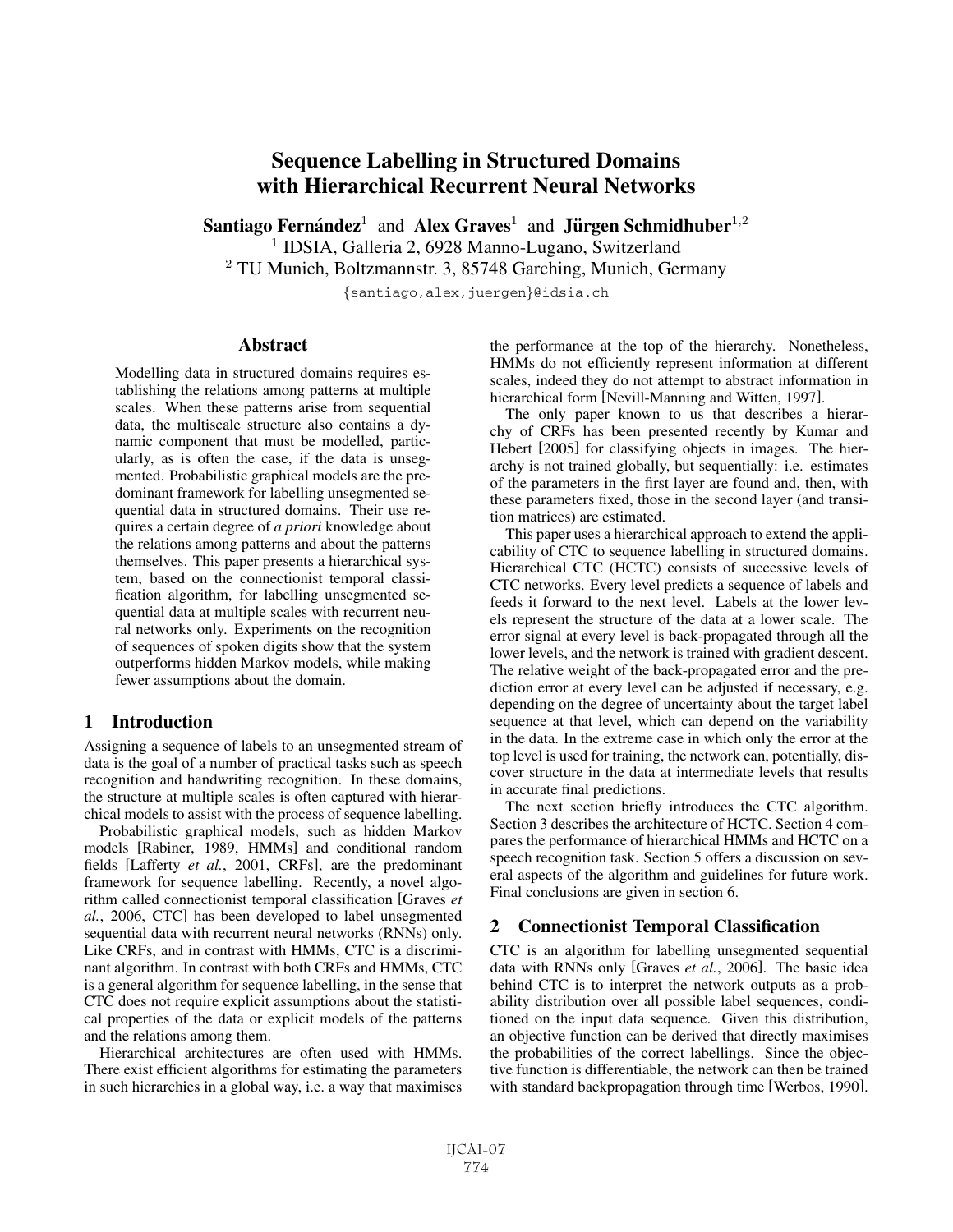# Sequence Labelling in Structured Domains with Hierarchical Recurrent Neural Networks

**Santiago Fernández**[1] and **Alex Graves**[1] and **Jürgen Schmidhuber**[1,2]

[1] IDSIA, Galleria 2, 6928 Manno-Lugano, Switzerland

[2] TU Munich, Boltzmannstr. 3, 85748 Garching, Munich, Germany

{santiago,alex,juergen}@idsia.ch

## Abstract

Modelling data in structured domains requires establishing the relations among patterns at multiple scales. When these patterns arise from sequential data, the multiscale structure also contains a dynamic component that must be modelled, particularly, as is often the case, if the data is unsegmented. Probabilistic graphical models are the predominant framework for labelling unsegmented sequential data in structured domains. Their use requires a certain degree of *a priori* knowledge about the relations among patterns and about the patterns themselves. This paper presents a hierarchical system, based on the connectionist temporal classification algorithm, for labelling unsegmented sequential data at multiple scales with recurrent neural networks only. Experiments on the recognition of sequences of spoken digits show that the system outperforms hidden Markov models, while making fewer assumptions about the domain.

## 1 Introduction

Assigning a sequence of labels to an unsegmented stream of data is the goal of a number of practical tasks such as speech recognition and handwriting recognition. In these domains, the structure at multiple scales is often captured with hierarchical models to assist with the process of sequence labelling.

Probabilistic graphical models, such as hidden Markov models [Rabiner, 1989, HMMs] and conditional random fields [Lafferty *et al.*, 2001, CRFs], are the predominant framework for sequence labelling. Recently, a novel algorithm called connectionist temporal classification [Graves *et al.*, 2006, CTC] has been developed to label unsegmented sequential data with recurrent neural networks (RNNs) only. Like CRFs, and in contrast with HMMs, CTC is a discriminant algorithm. In contrast with both CRFs and HMMs, CTC is a general algorithm for sequence labelling, in the sense that CTC does not require explicit assumptions about the statistical properties of the data or explicit models of the patterns and the relations among them.

Hierarchical architectures are often used with HMMs. There exist efficient algorithms for estimating the parameters in such hierarchies in a global way, i.e. a way that maximises the performance at the top of the hierarchy. Nonetheless, HMMs do not efficiently represent information at different scales, indeed they do not attempt to abstract information in hierarchical form [Nevill-Manning and Witten, 1997].

The only paper known to us that describes a hierarchy of CRFs has been presented recently by Kumar and Hebert [2005] for classifying objects in images. The hierarchy is not trained globally, but sequentially: i.e. estimates of the parameters in the first layer are found and, then, with these parameters fixed, those in the second layer (and transition matrices) are estimated.

This paper uses a hierarchical approach to extend the applicability of CTC to sequence labelling in structured domains. Hierarchical CTC (HCTC) consists of successive levels of CTC networks. Every level predicts a sequence of labels and feeds it forward to the next level. Labels at the lower levels represent the structure of the data at a lower scale. The error signal at every level is back-propagated through all the lower levels, and the network is trained with gradient descent. The relative weight of the back-propagated error and the prediction error at every level can be adjusted if necessary, e.g. depending on the degree of uncertainty about the target label sequence at that level, which can depend on the variability in the data. In the extreme case in which only the error at the top level is used for training, the network can, potentially, discover structure in the data at intermediate levels that results in accurate final predictions.

The next section briefly introduces the CTC algorithm. Section 3 describes the architecture of HCTC. Section 4 compares the performance of hierarchical HMMs and HCTC on a speech recognition task. Section 5 offers a discussion on several aspects of the algorithm and guidelines for future work. Final conclusions are given in section 6.

## 2 Connectionist Temporal Classification

CTC is an algorithm for labelling unsegmented sequential data with RNNs only [Graves *et al.*, 2006]. The basic idea behind CTC is to interpret the network outputs as a probability distribution over all possible label sequences, conditioned on the input data sequence. Given this distribution, an objective function can be derived that directly maximises the probabilities of the correct labellings. Since the objective function is differentiable, the network can then be trained with standard backpropagation through time [Werbos, 1990].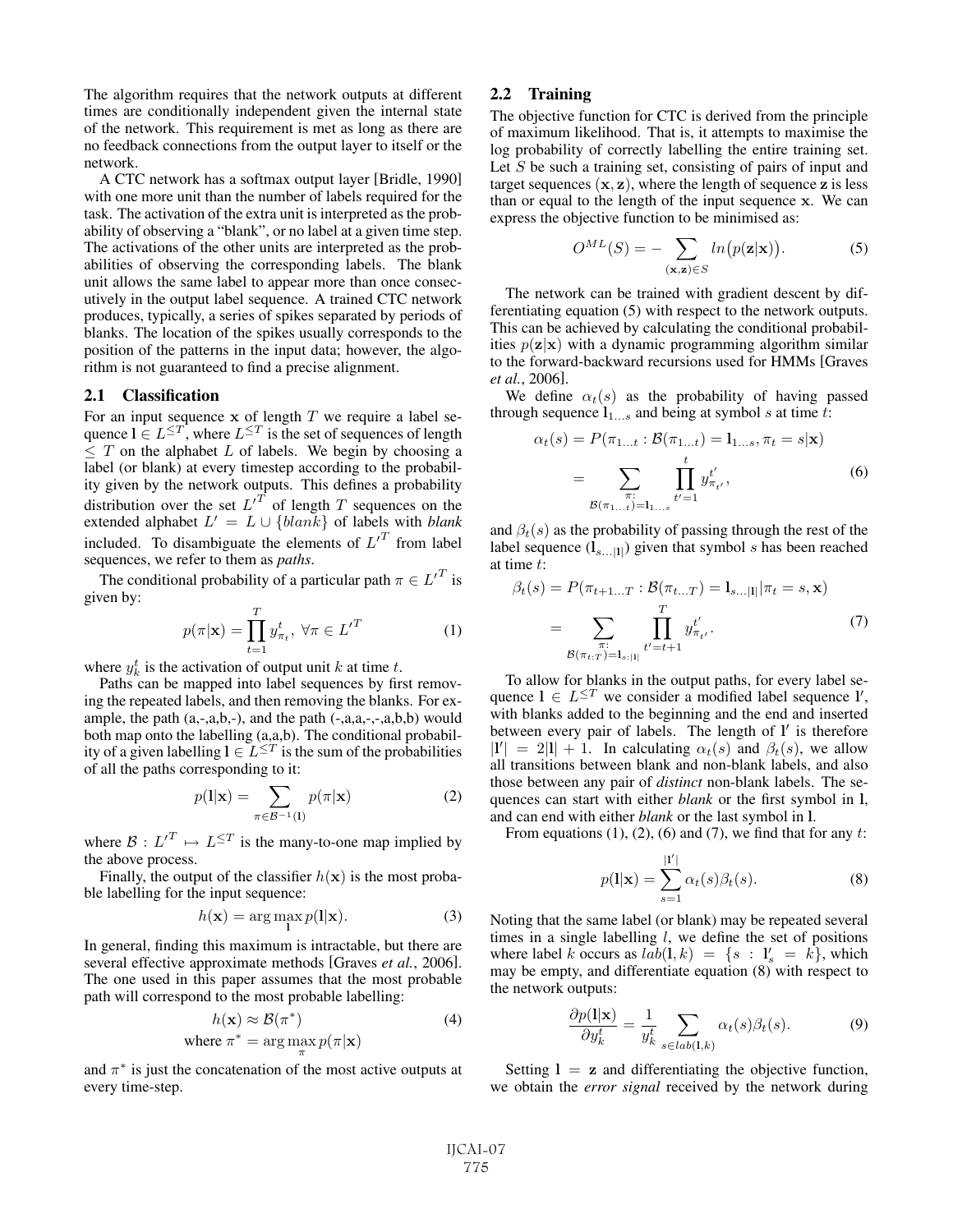The algorithm requires that the network outputs at different times are conditionally independent given the internal state of the network. This requirement is met as long as there are no feedback connections from the output layer to itself or the network.

A CTC network has a softmax output layer [Bridle, 1990] with one more unit than the number of labels required for the task. The activation of the extra unit is interpreted as the probability of observing a "blank", or no label at a given time step. The activations of the other units are interpreted as the probabilities of observing the corresponding labels. The blank unit allows the same label to appear more than once consecutively in the output label sequence. A trained CTC network produces, typically, a series of spikes separated by periods of blanks. The location of the spikes usually corresponds to the position of the patterns in the input data; however, the algorithm is not guaranteed to find a precise alignment.

### 2.1 Classification

For an input sequence $\mathbf{x}$ of length $T$ we require a label sequence $\mathbf{l} \in L^{\leq T}$, where $L^{\leq T}$ is the set of sequences of length $\leq T$ on the alphabet $L$ of labels. We begin by choosing a label (or blank) at every timestep according to the probability given by the network outputs. This defines a probability distribution over the set $L'^{T}$ of length $T$ sequences on the extended alphabet $L' = L \cup \{blank\}$ of labels with *blank* included. To disambiguate the elements of $L'^{T}$ from label sequences, we refer to them as *paths*.

The conditional probability of a particular path $\pi \in L'^{T}$ is given by:

$$p(\pi|\mathbf{x}) = \prod_{t=1}^{T} y_{\pi_t}^t, \ \forall \pi \in L'^{T} \tag{1}$$

where $y_k^t$ is the activation of output unit $k$ at time $t$.

Paths can be mapped into label sequences by first removing the repeated labels, and then removing the blanks. For example, the path (a,-,a,b,-), and the path (-,a,a,-,-,a,b,b) would both map onto the labelling (a,a,b). The conditional probability of a given labelling $\mathbf{l} \in L^{\leq T}$ is the sum of the probabilities of all the paths corresponding to it:

$$p(\mathbf{l}|\mathbf{x}) = \sum_{\pi \in \mathcal{B}^{-1}(\mathbf{l})} p(\pi|\mathbf{x}) \tag{2}$$

where $\mathcal{B} : L'^{T} \mapsto L^{\leq T}$ is the many-to-one map implied by the above process.

Finally, the output of the classifier $h(\mathbf{x})$ is the most probable labelling for the input sequence:

$$h(\mathbf{x}) = \arg\max_{\mathbf{l}} p(\mathbf{l}|\mathbf{x}). \tag{3}$$

In general, finding this maximum is intractable, but there are several effective approximate methods [Graves *et al.*, 2006]. The one used in this paper assumes that the most probable path will correspond to the most probable labelling:

$$h(\mathbf{x}) \approx \mathcal{B}(\pi^*) \quad \text{where } \pi^* = \arg\max_{\pi} p(\pi|\mathbf{x}) \tag{4}$$

and $\pi^*$ is just the concatenation of the most active outputs at every time-step.

### 2.2 Training

The objective function for CTC is derived from the principle of maximum likelihood. That is, it attempts to maximise the log probability of correctly labelling the entire training set. Let $S$ be such a training set, consisting of pairs of input and target sequences $(\mathbf{x}, \mathbf{z})$, where the length of sequence $\mathbf{z}$ is less than or equal to the length of the input sequence $\mathbf{x}$. We can express the objective function to be minimised as:

$$O^{ML}(S) = -\sum_{(\mathbf{x},\mathbf{z}) \in S} ln\big(p(\mathbf{z}|\mathbf{x})\big). \tag{5}$$

The network can be trained with gradient descent by differentiating equation (5) with respect to the network outputs. This can be achieved by calculating the conditional probabilities $p(\mathbf{z}|\mathbf{x})$ with a dynamic programming algorithm similar to the forward-backward recursions used for HMMs [Graves *et al.*, 2006].

We define $\alpha_t(s)$ as the probability of having passed through sequence $\mathbf{l}_{1\ldots s}$ and being at symbol $s$ at time $t$:

$$\begin{aligned}\alpha_t(s) &= P(\pi_{1\ldots t} : \mathcal{B}(\pi_{1\ldots t}) = \mathbf{l}_{1\ldots s}, \pi_t = s|\mathbf{x}) \\ &= \sum_{\substack{\pi: \\ \mathcal{B}(\pi_{1\ldots t}) = \mathbf{l}_{1\ldots s}}} \prod_{t'=1}^{t} y_{\pi_{t'}}^{t'},\end{aligned} \tag{6}$$

and $\beta_t(s)$ as the probability of passing through the rest of the label sequence ($\mathbf{l}_{s\ldots|\mathbf{l}|}$) given that symbol $s$ has been reached at time $t$:

$$\begin{aligned}\beta_t(s) &= P(\pi_{t+1\ldots T} : \mathcal{B}(\pi_{t\ldots T}) = \mathbf{l}_{s\ldots|\mathbf{l}|}|\pi_t = s, \mathbf{x}) \\ &= \sum_{\substack{\pi: \\ \mathcal{B}(\pi_{t:T}) = \mathbf{l}_{s:|\mathbf{l}|}}} \prod_{t'=t+1}^{T} y_{\pi_{t'}}^{t'}.\end{aligned} \tag{7}$$

To allow for blanks in the output paths, for every label sequence $\mathbf{l} \in L^{\leq T}$ we consider a modified label sequence $\mathbf{l}'$, with blanks added to the beginning and the end and inserted between every pair of labels. The length of $\mathbf{l}'$ is therefore $|\mathbf{l}'| = 2|\mathbf{l}| + 1$. In calculating $\alpha_t(s)$ and $\beta_t(s)$, we allow all transitions between blank and non-blank labels, and also those between any pair of *distinct* non-blank labels. The sequences can start with either *blank* or the first symbol in $\mathbf{l}$, and can end with either *blank* or the last symbol in $\mathbf{l}$.

From equations (1), (2), (6) and (7), we find that for any $t$:

$$p(\mathbf{l}|\mathbf{x}) = \sum_{s=1}^{|\mathbf{l}'|} \alpha_t(s)\beta_t(s). \tag{8}$$

Noting that the same label (or blank) may be repeated several times in a single labelling $l$, we define the set of positions where label $k$ occurs as $lab(\mathbf{l}, k) = \{s : \mathbf{l}'_s = k\}$, which may be empty, and differentiate equation (8) with respect to the network outputs:

$$\frac{\partial p(\mathbf{l}|\mathbf{x})}{\partial y_k^t} = \frac{1}{y_k^t} \sum_{s \in lab(\mathbf{l},k)} \alpha_t(s)\beta_t(s). \tag{9}$$

Setting $\mathbf{l} = \mathbf{z}$ and differentiating the objective function, we obtain the *error signal* received by the network during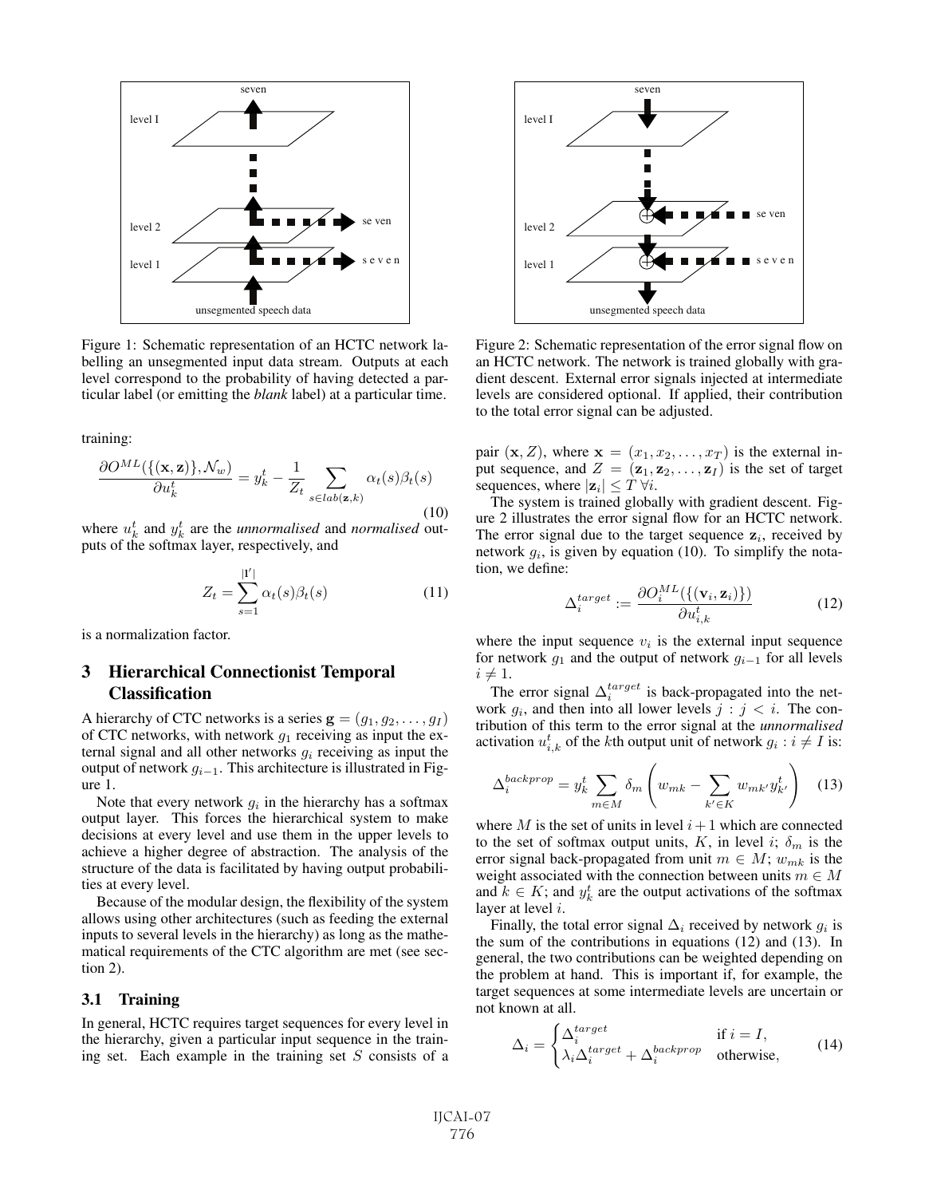Figure 1: Schematic representation of an HCTC network labelling an unsegmented input data stream. Outputs at each level correspond to the probability of having detected a particular label (or emitting the *blank* label) at a particular time.

Figure 2: Schematic representation of the error signal flow on an HCTC network. The network is trained globally with gradient descent. External error signals injected at intermediate levels are considered optional. If applied, their contribution to the total error signal can be adjusted.

training:

$$\frac{\partial O^{ML}(\{(\mathbf{x},\mathbf{z})\},\mathcal{N}_w)}{\partial u_k^t} = y_k^t - \frac{1}{Z_t}\sum_{s\in lab(\mathbf{z},k)} \alpha_t(s)\beta_t(s) \tag{10}$$

where $u_k^t$ and $y_k^t$ are the *unnormalised* and *normalised* outputs of the softmax layer, respectively, and

$$Z_t = \sum_{s=1}^{|\mathbf{l}'|} \alpha_t(s)\beta_t(s) \tag{11}$$

is a normalization factor.

## 3 Hierarchical Connectionist Temporal Classification

A hierarchy of CTC networks is a series $\mathbf{g} = (g_1, g_2, \ldots, g_I)$ of CTC networks, with network $g_1$ receiving as input the external signal and all other networks $g_i$ receiving as input the output of network $g_{i-1}$. This architecture is illustrated in Figure 1.

Note that every network $g_i$ in the hierarchy has a softmax output layer. This forces the hierarchical system to make decisions at every level and use them in the upper levels to achieve a higher degree of abstraction. The analysis of the structure of the data is facilitated by having output probabilities at every level.

Because of the modular design, the flexibility of the system allows using other architectures (such as feeding the external inputs to several levels in the hierarchy) as long as the mathematical requirements of the CTC algorithm are met (see section 2).

### 3.1 Training

In general, HCTC requires target sequences for every level in the hierarchy, given a particular input sequence in the training set. Each example in the training set $S$ consists of a pair $(\mathbf{x}, Z)$, where $\mathbf{x} = (x_1, x_2, \ldots, x_T)$ is the external input sequence, and $Z = (\mathbf{z}_1, \mathbf{z}_2, \ldots, \mathbf{z}_I)$ is the set of target sequences, where $|\mathbf{z}_i| \leq T \;\forall i$.

The system is trained globally with gradient descent. Figure 2 illustrates the error signal flow for an HCTC network. The error signal due to the target sequence $\mathbf{z}_i$, received by network $g_i$, is given by equation (10). To simplify the notation, we define:

$$\Delta_i^{target} := \frac{\partial O_i^{ML}(\{(\mathbf{v}_i, \mathbf{z}_i)\})}{\partial u_{i,k}^t} \tag{12}$$

where the input sequence $v_i$ is the external input sequence for network $g_1$ and the output of network $g_{i-1}$ for all levels $i \neq 1$.

The error signal $\Delta_i^{target}$ is back-propagated into the network $g_i$, and then into all lower levels $j : j < i$. The contribution of this term to the error signal at the *unnormalised* activation $u_{i,k}^t$ of the $k$th output unit of network $g_i : i \neq I$ is:

$$\Delta_i^{backprop} = y_k^t \sum_{m\in M} \delta_m \left( w_{mk} - \sum_{k'\in K} w_{mk'} y_{k'}^t \right) \tag{13}$$

where $M$ is the set of units in level $i+1$ which are connected to the set of softmax output units, $K$, in level $i$; $\delta_m$ is the error signal back-propagated from unit $m \in M$; $w_{mk}$ is the weight associated with the connection between units $m \in M$ and $k \in K$; and $y_k^t$ are the output activations of the softmax layer at level $i$.

Finally, the total error signal $\Delta_i$ received by network $g_i$ is the sum of the contributions in equations (12) and (13). In general, the two contributions can be weighted depending on the problem at hand. This is important if, for example, the target sequences at some intermediate levels are uncertain or not known at all.

$$\Delta_i = \begin{cases} \Delta_i^{target} & \text{if } i = I, \\ \lambda_i \Delta_i^{target} + \Delta_i^{backprop} & \text{otherwise,} \end{cases} \tag{14}$$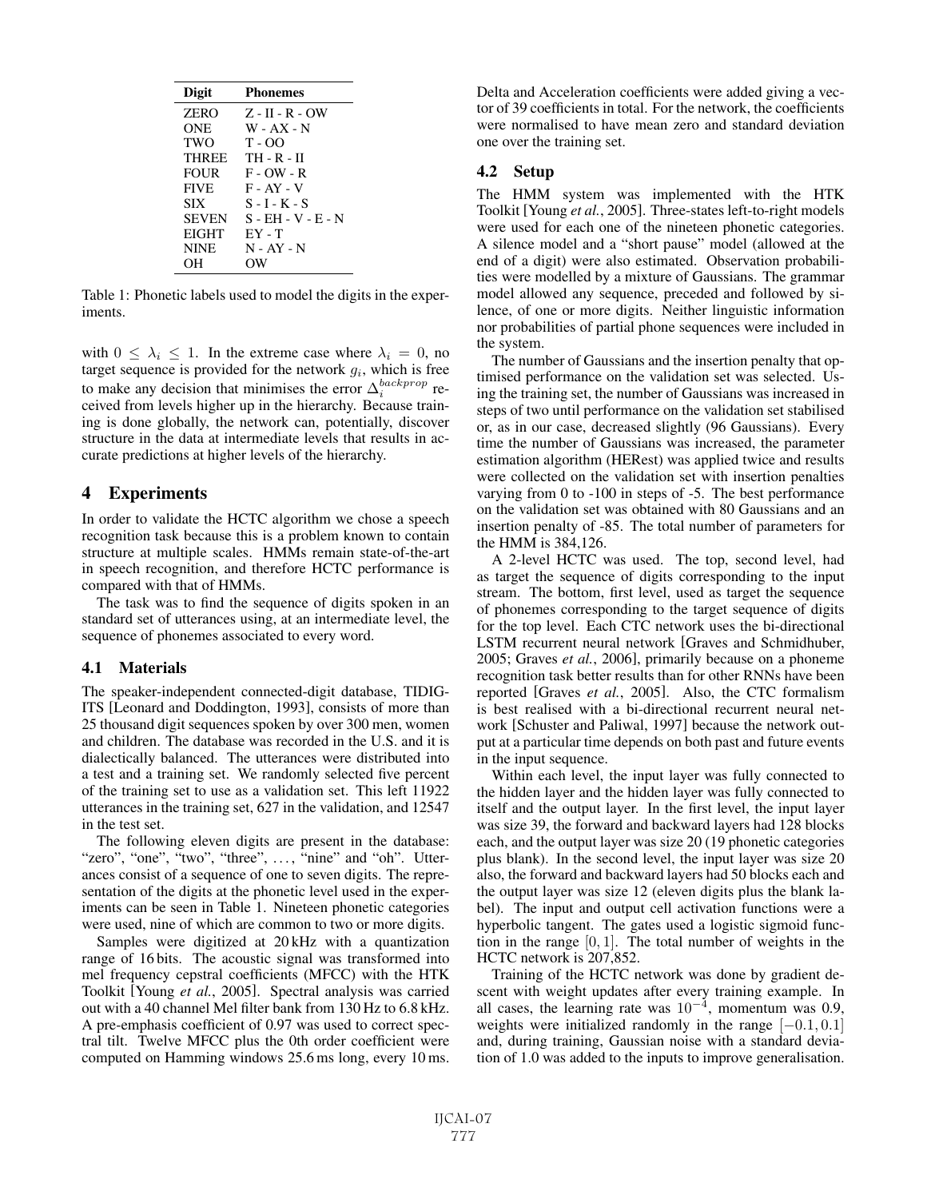| Digit | Phonemes |
|---|---|
| ZERO | Z - II - R - OW |
| ONE | W - AX - N |
| TWO | T - OO |
| THREE | TH - R - II |
| FOUR | F - OW - R |
| FIVE | F - AY - V |
| SIX | S - I - K - S |
| SEVEN | S - EH - V - E - N |
| EIGHT | EY - T |
| NINE | N - AY - N |
| OH | OW |

Table 1: Phonetic labels used to model the digits in the experiments.

with $0 \leq \lambda_i \leq 1$. In the extreme case where $\lambda_i = 0$, no target sequence is provided for the network $g_i$, which is free to make any decision that minimises the error $\Delta_i^{backprop}$ received from levels higher up in the hierarchy. Because training is done globally, the network can, potentially, discover structure in the data at intermediate levels that results in accurate predictions at higher levels of the hierarchy.

## 4 Experiments

In order to validate the HCTC algorithm we chose a speech recognition task because this is a problem known to contain structure at multiple scales. HMMs remain state-of-the-art in speech recognition, and therefore HCTC performance is compared with that of HMMs.

The task was to find the sequence of digits spoken in an standard set of utterances using, at an intermediate level, the sequence of phonemes associated to every word.

### 4.1 Materials

The speaker-independent connected-digit database, TIDIGITS [Leonard and Doddington, 1993], consists of more than 25 thousand digit sequences spoken by over 300 men, women and children. The database was recorded in the U.S. and it is dialectically balanced. The utterances were distributed into a test and a training set. We randomly selected five percent of the training set to use as a validation set. This left 11922 utterances in the training set, 627 in the validation, and 12547 in the test set.

The following eleven digits are present in the database: "zero", "one", "two", "three", ..., "nine" and "oh". Utterances consist of a sequence of one to seven digits. The representation of the digits at the phonetic level used in the experiments can be seen in Table 1. Nineteen phonetic categories were used, nine of which are common to two or more digits.

Samples were digitized at 20 kHz with a quantization range of 16 bits. The acoustic signal was transformed into mel frequency cepstral coefficients (MFCC) with the HTK Toolkit [Young *et al.*, 2005]. Spectral analysis was carried out with a 40 channel Mel filter bank from 130 Hz to 6.8 kHz. A pre-emphasis coefficient of 0.97 was used to correct spectral tilt. Twelve MFCC plus the 0th order coefficient were computed on Hamming windows 25.6 ms long, every 10 ms. Delta and Acceleration coefficients were added giving a vector of 39 coefficients in total. For the network, the coefficients were normalised to have mean zero and standard deviation one over the training set.

### 4.2 Setup

The HMM system was implemented with the HTK Toolkit [Young *et al.*, 2005]. Three-states left-to-right models were used for each one of the nineteen phonetic categories. A silence model and a "short pause" model (allowed at the end of a digit) were also estimated. Observation probabilities were modelled by a mixture of Gaussians. The grammar model allowed any sequence, preceded and followed by silence, of one or more digits. Neither linguistic information nor probabilities of partial phone sequences were included in the system.

The number of Gaussians and the insertion penalty that optimised performance on the validation set was selected. Using the training set, the number of Gaussians was increased in steps of two until performance on the validation set stabilised or, as in our case, decreased slightly (96 Gaussians). Every time the number of Gaussians was increased, the parameter estimation algorithm (HERest) was applied twice and results were collected on the validation set with insertion penalties varying from 0 to -100 in steps of -5. The best performance on the validation set was obtained with 80 Gaussians and an insertion penalty of -85. The total number of parameters for the HMM is 384,126.

A 2-level HCTC was used. The top, second level, had as target the sequence of digits corresponding to the input stream. The bottom, first level, used as target the sequence of phonemes corresponding to the target sequence of digits for the top level. Each CTC network uses the bi-directional LSTM recurrent neural network [Graves and Schmidhuber, 2005; Graves *et al.*, 2006], primarily because on a phoneme recognition task better results than for other RNNs have been reported [Graves *et al.*, 2005]. Also, the CTC formalism is best realised with a bi-directional recurrent neural network [Schuster and Paliwal, 1997] because the network output at a particular time depends on both past and future events in the input sequence.

Within each level, the input layer was fully connected to the hidden layer and the hidden layer was fully connected to itself and the output layer. In the first level, the input layer was size 39, the forward and backward layers had 128 blocks each, and the output layer was size 20 (19 phonetic categories plus blank). In the second level, the input layer was size 20 also, the forward and backward layers had 50 blocks each and the output layer was size 12 (eleven digits plus the blank label). The input and output cell activation functions were a hyperbolic tangent. The gates used a logistic sigmoid function in the range $[0, 1]$. The total number of weights in the HCTC network is 207,852.

Training of the HCTC network was done by gradient descent with weight updates after every training example. In all cases, the learning rate was $10^{-4}$, momentum was 0.9, weights were initialized randomly in the range $[-0.1, 0.1]$ and, during training, Gaussian noise with a standard deviation of 1.0 was added to the inputs to improve generalisation.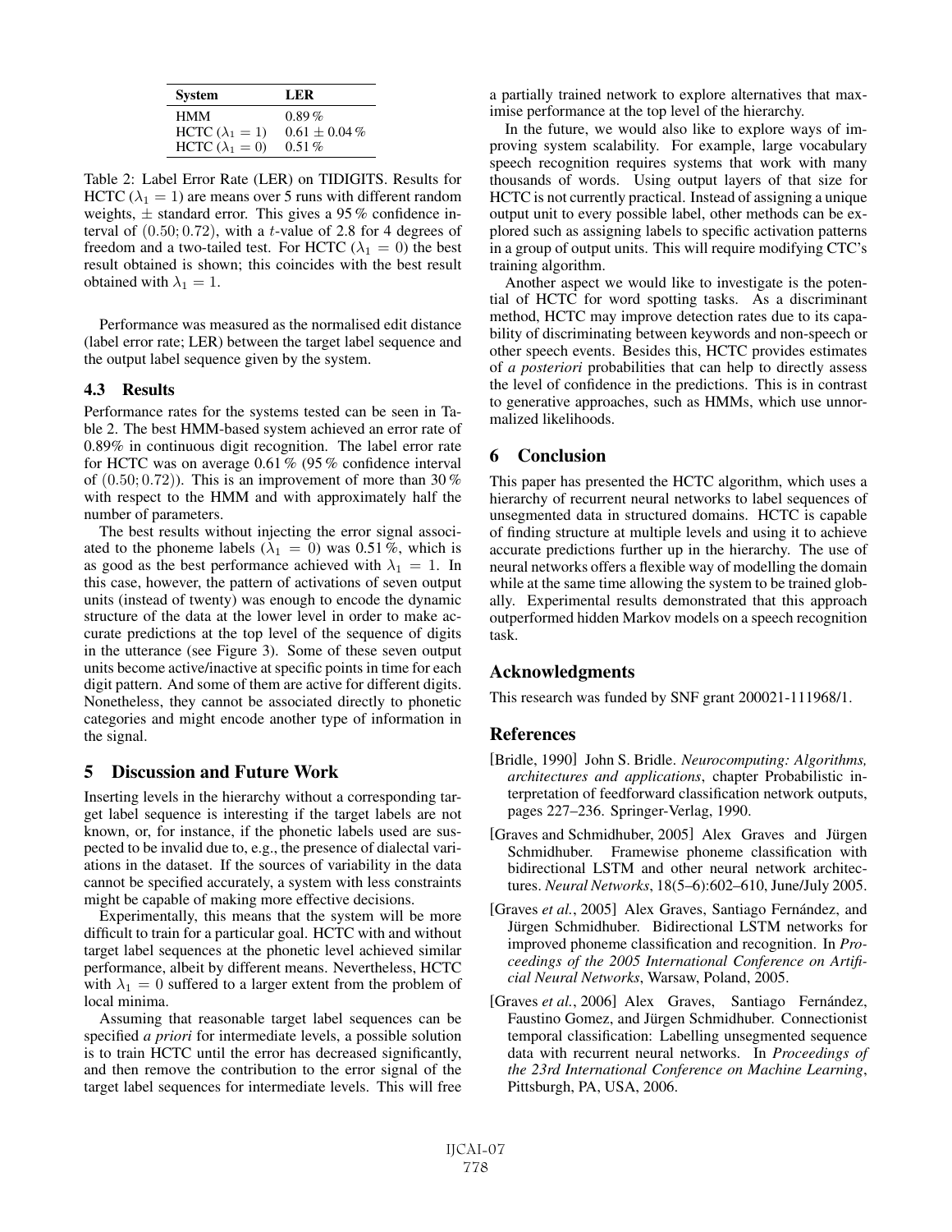| System | LER |
|---|---|
| HMM | 0.89 % |
| HCTC ($\lambda_1 = 1$) | $0.61 \pm 0.04$ % |
| HCTC ($\lambda_1 = 0$) | 0.51 % |

Table 2: Label Error Rate (LER) on TIDIGITS. Results for HCTC ($\lambda_1 = 1$) are means over 5 runs with different random weights, $\pm$ standard error. This gives a 95 % confidence interval of $(0.50; 0.72)$, with a $t$-value of 2.8 for 4 degrees of freedom and a two-tailed test. For HCTC ($\lambda_1 = 0$) the best result obtained is shown; this coincides with the best result obtained with $\lambda_1 = 1$.

Performance was measured as the normalised edit distance (label error rate; LER) between the target label sequence and the output label sequence given by the system.

### 4.3 Results

Performance rates for the systems tested can be seen in Table 2. The best HMM-based system achieved an error rate of 0.89% in continuous digit recognition. The label error rate for HCTC was on average 0.61 % (95 % confidence interval of $(0.50; 0.72)$). This is an improvement of more than 30 % with respect to the HMM and with approximately half the number of parameters.

The best results without injecting the error signal associated to the phoneme labels ($\lambda_1 = 0$) was 0.51 %, which is as good as the best performance achieved with $\lambda_1 = 1$. In this case, however, the pattern of activations of seven output units (instead of twenty) was enough to encode the dynamic structure of the data at the lower level in order to make accurate predictions at the top level of the sequence of digits in the utterance (see Figure 3). Some of these seven output units become active/inactive at specific points in time for each digit pattern. And some of them are active for different digits. Nonetheless, they cannot be associated directly to phonetic categories and might encode another type of information in the signal.

## 5 Discussion and Future Work

Inserting levels in the hierarchy without a corresponding target label sequence is interesting if the target labels are not known, or, for instance, if the phonetic labels used are suspected to be invalid due to, e.g., the presence of dialectal variations in the dataset. If the sources of variability in the data cannot be specified accurately, a system with less constraints might be capable of making more effective decisions.

Experimentally, this means that the system will be more difficult to train for a particular goal. HCTC with and without target label sequences at the phonetic level achieved similar performance, albeit by different means. Nevertheless, HCTC with $\lambda_1 = 0$ suffered to a larger extent from the problem of local minima.

Assuming that reasonable target label sequences can be specified *a priori* for intermediate levels, a possible solution is to train HCTC until the error has decreased significantly, and then remove the contribution to the error signal of the target label sequences for intermediate levels. This will free a partially trained network to explore alternatives that maximise performance at the top level of the hierarchy.

In the future, we would also like to explore ways of improving system scalability. For example, large vocabulary speech recognition requires systems that work with many thousands of words. Using output layers of that size for HCTC is not currently practical. Instead of assigning a unique output unit to every possible label, other methods can be explored such as assigning labels to specific activation patterns in a group of output units. This will require modifying CTC's training algorithm.

Another aspect we would like to investigate is the potential of HCTC for word spotting tasks. As a discriminant method, HCTC may improve detection rates due to its capability of discriminating between keywords and non-speech or other speech events. Besides this, HCTC provides estimates of *a posteriori* probabilities that can help to directly assess the level of confidence in the predictions. This is in contrast to generative approaches, such as HMMs, which use unnormalized likelihoods.

## 6 Conclusion

This paper has presented the HCTC algorithm, which uses a hierarchy of recurrent neural networks to label sequences of unsegmented data in structured domains. HCTC is capable of finding structure at multiple levels and using it to achieve accurate predictions further up in the hierarchy. The use of neural networks offers a flexible way of modelling the domain while at the same time allowing the system to be trained globally. Experimental results demonstrated that this approach outperformed hidden Markov models on a speech recognition task.

## Acknowledgments

This research was funded by SNF grant 200021-111968/1.

## References

[Bridle, 1990] John S. Bridle. *Neurocomputing: Algorithms, architectures and applications*, chapter Probabilistic interpretation of feedforward classification network outputs, pages 227–236. Springer-Verlag, 1990.

[Graves and Schmidhuber, 2005] Alex Graves and Jürgen Schmidhuber. Framewise phoneme classification with bidirectional LSTM and other neural network architectures. *Neural Networks*, 18(5–6):602–610, June/July 2005.

[Graves *et al.*, 2005] Alex Graves, Santiago Fernández, and Jürgen Schmidhuber. Bidirectional LSTM networks for improved phoneme classification and recognition. In *Proceedings of the 2005 International Conference on Artificial Neural Networks*, Warsaw, Poland, 2005.

[Graves *et al.*, 2006] Alex Graves, Santiago Fernández, Faustino Gomez, and Jürgen Schmidhuber. Connectionist temporal classification: Labelling unsegmented sequence data with recurrent neural networks. In *Proceedings of the 23rd International Conference on Machine Learning*, Pittsburgh, PA, USA, 2006.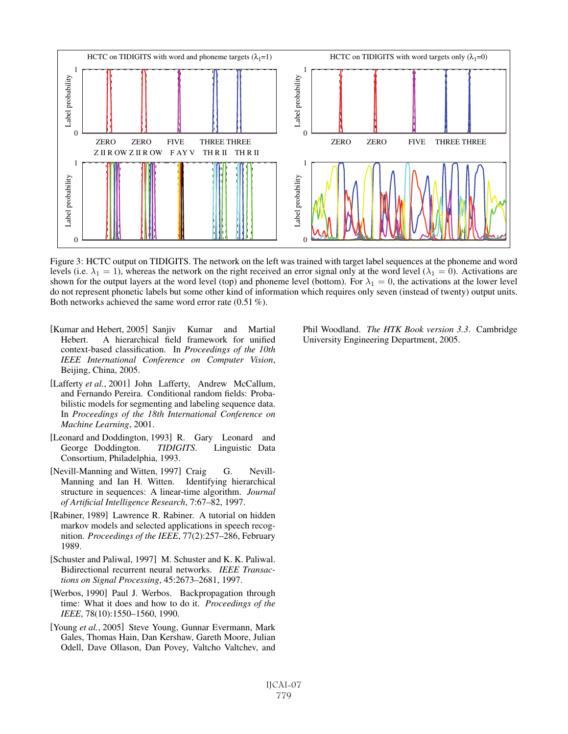HCTC on TIDIGITS with word and phoneme targets ($\lambda_1$=1)

HCTC on TIDIGITS with word targets only ($\lambda_1$=0)

Label probability

1

0

ZERO ZERO FIVE THREE THREE

Z II R OW Z II R OW F AY V TH R II TH R II

ZERO ZERO FIVE THREE THREE

Figure 3: HCTC output on TIDIGITS. The network on the left was trained with target label sequences at the phoneme and word levels (i.e. $\lambda_1 = 1$), whereas the network on the right received an error signal only at the word level ($\lambda_1 = 0$). Activations are shown for the output layers at the word level (top) and phoneme level (bottom). For $\lambda_1 = 0$, the activations at the lower level do not represent phonetic labels but some other kind of information which requires only seven (instead of twenty) output units. Both networks achieved the same word error rate (0.51 %).

[Kumar and Hebert, 2005] Sanjiv Kumar and Martial Hebert. A hierarchical field framework for unified context-based classification. In *Proceedings of the 10th IEEE International Conference on Computer Vision*, Beijing, China, 2005.

[Lafferty *et al.*, 2001] John Lafferty, Andrew McCallum, and Fernando Pereira. Conditional random fields: Probabilistic models for segmenting and labeling sequence data. In *Proceedings of the 18th International Conference on Machine Learning*, 2001.

[Leonard and Doddington, 1993] R. Gary Leonard and George Doddington. *TIDIGITS*. Linguistic Data Consortium, Philadelphia, 1993.

[Nevill-Manning and Witten, 1997] Craig G. Nevill-Manning and Ian H. Witten. Identifying hierarchical structure in sequences: A linear-time algorithm. *Journal of Artificial Intelligence Research*, 7:67–82, 1997.

[Rabiner, 1989] Lawrence R. Rabiner. A tutorial on hidden markov models and selected applications in speech recognition. *Proceedings of the IEEE*, 77(2):257–286, February 1989.

[Schuster and Paliwal, 1997] M. Schuster and K. K. Paliwal. Bidirectional recurrent neural networks. *IEEE Transactions on Signal Processing*, 45:2673–2681, 1997.

[Werbos, 1990] Paul J. Werbos. Backpropagation through time: What it does and how to do it. *Proceedings of the IEEE*, 78(10):1550–1560, 1990.

[Young *et al.*, 2005] Steve Young, Gunnar Evermann, Mark Gales, Thomas Hain, Dan Kershaw, Gareth Moore, Julian Odell, Dave Ollason, Dan Povey, Valtcho Valtchev, and Phil Woodland. *The HTK Book version 3.3*. Cambridge University Engineering Department, 2005.